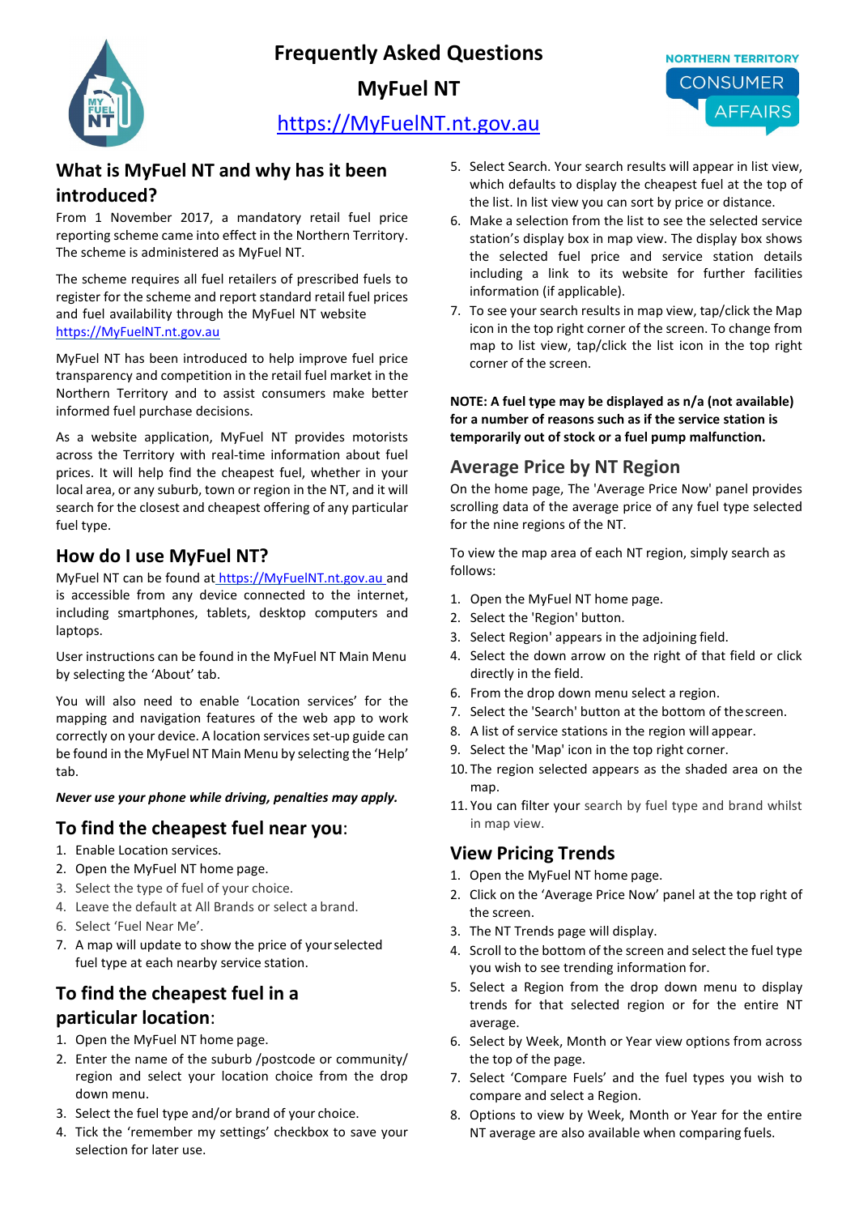# Frequently Asked Questions

# MyFuel NT

https://MyFuelNT.nt.gov.au

NORTHERN TERRITORY CONSUMER AFFAIRS

## What is MyFuel NT and why has it been introduced?

From 1 November 2017, a mandatory retail fuel price reporting scheme came into effect in the Northern Territory. The scheme is administered as MyFuel NT.

The scheme requires all fuel retailers of prescribed fuels to register for the scheme and report standard retail fuel prices and fuel availability through the MyFuel NT website https://MyFuelNT.nt.gov.au

MyFuel NT has been introduced to help improve fuel price transparency and competition in the retail fuel market in the Northern Territory and to assist consumers make better informed fuel purchase decisions.

As a website application, MyFuel NT provides motorists across the Territory with real-time information about fuel prices. It will help find the cheapest fuel, whether in your local area, or any suburb, town or region in the NT, and it will search for the closest and cheapest offering of any particular fuel type.

## How do I use MyFuel NT?

MyFuel NT can be found at https://MyFuelNT.nt.gov.au and is accessible from any device connected to the internet, including smartphones, tablets, desktop computers and laptops.

User instructions can be found in the MyFuel NT Main Menu by selecting the 'About' tab.

You will also need to enable 'Location services' for the mapping and navigation features of the web app to work correctly on your device. A location services set-up guide can be found in the MyFuel NT Main Menu by selecting the 'Help' tab.

***Never use your phone while driving, penalties may apply.***

## To find the cheapest fuel near you:

1. Enable Location services.
2. Open the MyFuel NT home page.
3. Select the type of fuel of your choice.
4. Leave the default at All Brands or select a brand.
6. Select 'Fuel Near Me'.
7. A map will update to show the price of your selected fuel type at each nearby service station.

## To find the cheapest fuel in a particular location:

1. Open the MyFuel NT home page.
2. Enter the name of the suburb /postcode or community/ region and select your location choice from the drop down menu.
3. Select the fuel type and/or brand of your choice.
4. Tick the 'remember my settings' checkbox to save your selection for later use.
5. Select Search. Your search results will appear in list view, which defaults to display the cheapest fuel at the top of the list. In list view you can sort by price or distance.
6. Make a selection from the list to see the selected service station's display box in map view. The display box shows the selected fuel price and service station details including a link to its website for further facilities information (if applicable).
7. To see your search results in map view, tap/click the Map icon in the top right corner of the screen. To change from map to list view, tap/click the list icon in the top right corner of the screen.

**NOTE: A fuel type may be displayed as n/a (not available) for a number of reasons such as if the service station is temporarily out of stock or a fuel pump malfunction.**

## Average Price by NT Region

On the home page, The 'Average Price Now' panel provides scrolling data of the average price of any fuel type selected for the nine regions of the NT.

To view the map area of each NT region, simply search as follows:

1. Open the MyFuel NT home page.
2. Select the 'Region' button.
3. Select Region' appears in the adjoining field.
4. Select the down arrow on the right of that field or click directly in the field.
6. From the drop down menu select a region.
7. Select the 'Search' button at the bottom of the screen.
8. A list of service stations in the region will appear.
9. Select the 'Map' icon in the top right corner.
10. The region selected appears as the shaded area on the map.
11. You can filter your search by fuel type and brand whilst in map view.

## View Pricing Trends

1. Open the MyFuel NT home page.
2. Click on the 'Average Price Now' panel at the top right of the screen.
3. The NT Trends page will display.
4. Scroll to the bottom of the screen and select the fuel type you wish to see trending information for.
5. Select a Region from the drop down menu to display trends for that selected region or for the entire NT average.
6. Select by Week, Month or Year view options from across the top of the page.
7. Select 'Compare Fuels' and the fuel types you wish to compare and select a Region.
8. Options to view by Week, Month or Year for the entire NT average are also available when comparing fuels.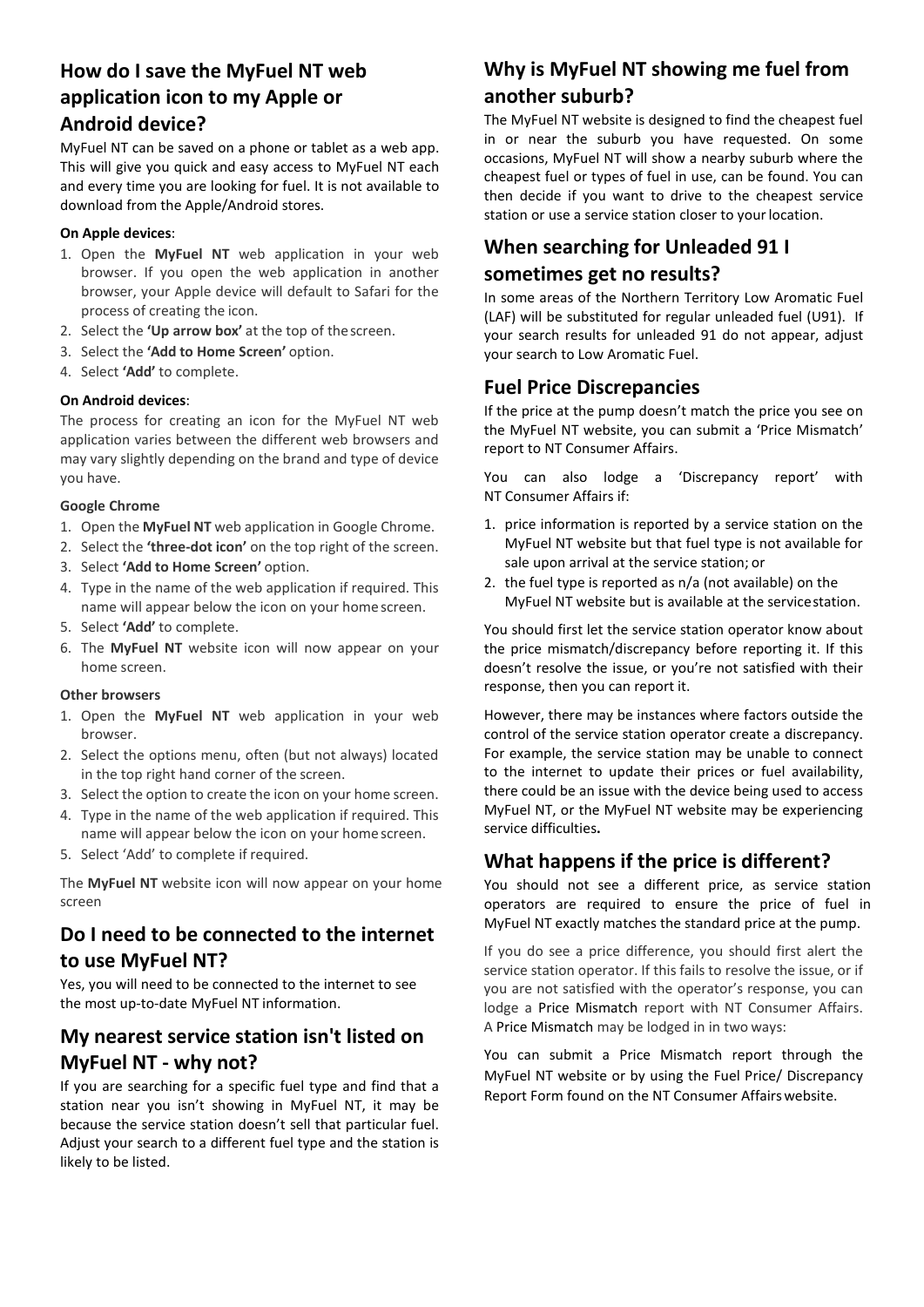## How do I save the MyFuel NT web application icon to my Apple or Android device?

MyFuel NT can be saved on a phone or tablet as a web app. This will give you quick and easy access to MyFuel NT each and every time you are looking for fuel. It is not available to download from the Apple/Android stores.

**On Apple devices**:

1. Open the **MyFuel NT** web application in your web browser. If you open the web application in another browser, your Apple device will default to Safari for the process of creating the icon.
2. Select the **'Up arrow box'** at the top of the screen.
3. Select the **'Add to Home Screen'** option.
4. Select **'Add'** to complete.

**On Android devices**:

The process for creating an icon for the MyFuel NT web application varies between the different web browsers and may vary slightly depending on the brand and type of device you have.

**Google Chrome**

1. Open the **MyFuel NT** web application in Google Chrome.
2. Select the **'three-dot icon'** on the top right of the screen.
3. Select **'Add to Home Screen'** option.
4. Type in the name of the web application if required. This name will appear below the icon on your home screen.
5. Select **'Add'** to complete.
6. The **MyFuel NT** website icon will now appear on your home screen.

**Other browsers**

1. Open the **MyFuel NT** web application in your web browser.
2. Select the options menu, often (but not always) located in the top right hand corner of the screen.
3. Select the option to create the icon on your home screen.
4. Type in the name of the web application if required. This name will appear below the icon on your home screen.
5. Select 'Add' to complete if required.

The **MyFuel NT** website icon will now appear on your home screen

## Do I need to be connected to the internet to use MyFuel NT?

Yes, you will need to be connected to the internet to see the most up-to-date MyFuel NT information.

## My nearest service station isn't listed on MyFuel NT - why not?

If you are searching for a specific fuel type and find that a station near you isn't showing in MyFuel NT, it may be because the service station doesn't sell that particular fuel. Adjust your search to a different fuel type and the station is likely to be listed.

## Why is MyFuel NT showing me fuel from another suburb?

The MyFuel NT website is designed to find the cheapest fuel in or near the suburb you have requested. On some occasions, MyFuel NT will show a nearby suburb where the cheapest fuel or types of fuel in use, can be found. You can then decide if you want to drive to the cheapest service station or use a service station closer to your location.

## When searching for Unleaded 91 I sometimes get no results?

In some areas of the Northern Territory Low Aromatic Fuel (LAF) will be substituted for regular unleaded fuel (U91). If your search results for unleaded 91 do not appear, adjust your search to Low Aromatic Fuel.

## Fuel Price Discrepancies

If the price at the pump doesn't match the price you see on the MyFuel NT website, you can submit a 'Price Mismatch' report to NT Consumer Affairs.

You can also lodge a 'Discrepancy report' with NT Consumer Affairs if:

1. price information is reported by a service station on the MyFuel NT website but that fuel type is not available for sale upon arrival at the service station; or
2. the fuel type is reported as n/a (not available) on the MyFuel NT website but is available at the service station.

You should first let the service station operator know about the price mismatch/discrepancy before reporting it. If this doesn't resolve the issue, or you're not satisfied with their response, then you can report it.

However, there may be instances where factors outside the control of the service station operator create a discrepancy. For example, the service station may be unable to connect to the internet to update their prices or fuel availability, there could be an issue with the device being used to access MyFuel NT, or the MyFuel NT website may be experiencing service difficulties**.**

## What happens if the price is different?

You should not see a different price, as service station operators are required to ensure the price of fuel in MyFuel NT exactly matches the standard price at the pump.

If you do see a price difference, you should first alert the service station operator. If this fails to resolve the issue, or if you are not satisfied with the operator's response, you can lodge a Price Mismatch report with NT Consumer Affairs. A Price Mismatch may be lodged in in two ways:

You can submit a Price Mismatch report through the MyFuel NT website or by using the Fuel Price/ Discrepancy Report Form found on the NT Consumer Affairs website.